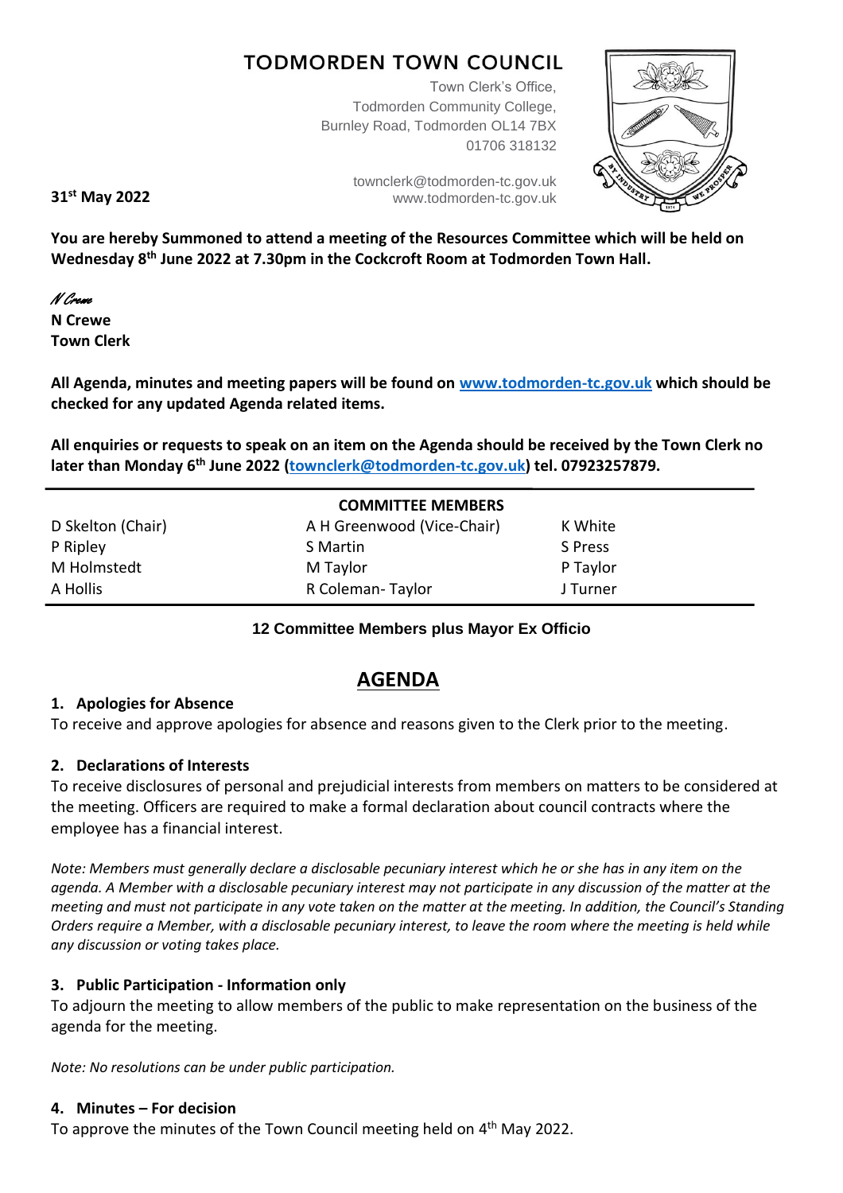# TODMORDEN TOWN COUNCIL

Town Clerk's Office,
Todmorden Community College,
Burnley Road, Todmorden OL14 7BX
01706 318132

townclerk@todmorden-tc.gov.uk
www.todmorden-tc.gov.uk

**31st May 2022**

**You are hereby Summoned to attend a meeting of the Resources Committee which will be held on Wednesday 8th June 2022 at 7.30pm in the Cockcroft Room at Todmorden Town Hall.**

*N Crewe*
**N Crewe**
**Town Clerk**

**All Agenda, minutes and meeting papers will be found on [www.todmorden-tc.gov.uk](www.todmorden-tc.gov.uk) which should be checked for any updated Agenda related items.**

**All enquiries or requests to speak on an item on the Agenda should be received by the Town Clerk no later than Monday 6th June 2022 ([townclerk@todmorden-tc.gov.uk](mailto:townclerk@todmorden-tc.gov.uk)) tel. 07923257879.**

| COMMITTEE MEMBERS | | |
|---|---|---|
| D Skelton (Chair) | A H Greenwood (Vice-Chair) | K White |
| P Ripley | S Martin | S Press |
| M Holmstedt | M Taylor | P Taylor |
| A Hollis | R Coleman- Taylor | J Turner |

**12 Committee Members plus Mayor Ex Officio**

## AGENDA

### 1. Apologies for Absence

To receive and approve apologies for absence and reasons given to the Clerk prior to the meeting.

### 2. Declarations of Interests

To receive disclosures of personal and prejudicial interests from members on matters to be considered at the meeting. Officers are required to make a formal declaration about council contracts where the employee has a financial interest.

*Note: Members must generally declare a disclosable pecuniary interest which he or she has in any item on the agenda. A Member with a disclosable pecuniary interest may not participate in any discussion of the matter at the meeting and must not participate in any vote taken on the matter at the meeting. In addition, the Council's Standing Orders require a Member, with a disclosable pecuniary interest, to leave the room where the meeting is held while any discussion or voting takes place.*

### 3. Public Participation - Information only

To adjourn the meeting to allow members of the public to make representation on the business of the agenda for the meeting.

*Note: No resolutions can be under public participation.*

### 4. Minutes – For decision

To approve the minutes of the Town Council meeting held on 4th May 2022.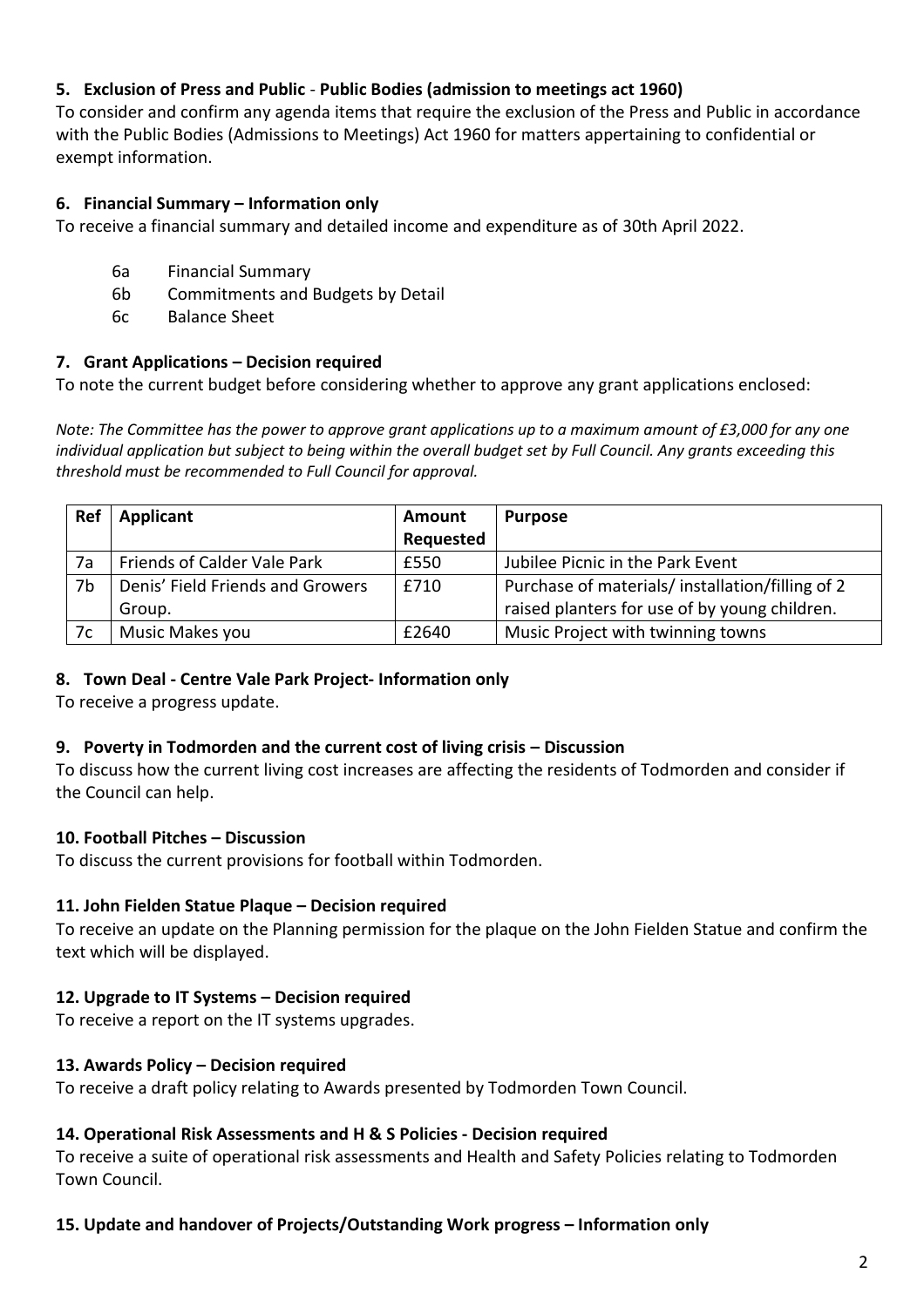### 5. Exclusion of Press and Public - Public Bodies (admission to meetings act 1960)

To consider and confirm any agenda items that require the exclusion of the Press and Public in accordance with the Public Bodies (Admissions to Meetings) Act 1960 for matters appertaining to confidential or exempt information.

### 6. Financial Summary – Information only

To receive a financial summary and detailed income and expenditure as of 30th April 2022.

- 6a Financial Summary
- 6b Commitments and Budgets by Detail
- 6c Balance Sheet

### 7. Grant Applications – Decision required

To note the current budget before considering whether to approve any grant applications enclosed:

*Note: The Committee has the power to approve grant applications up to a maximum amount of £3,000 for any one individual application but subject to being within the overall budget set by Full Council. Any grants exceeding this threshold must be recommended to Full Council for approval.*

| Ref | Applicant | Amount Requested | Purpose |
|---|---|---|---|
| 7a | Friends of Calder Vale Park | £550 | Jubilee Picnic in the Park Event |
| 7b | Denis' Field Friends and Growers Group. | £710 | Purchase of materials/ installation/filling of 2 raised planters for use of by young children. |
| 7c | Music Makes you | £2640 | Music Project with twinning towns |

### 8. Town Deal - Centre Vale Park Project- Information only

To receive a progress update.

### 9. Poverty in Todmorden and the current cost of living crisis – Discussion

To discuss how the current living cost increases are affecting the residents of Todmorden and consider if the Council can help.

### 10. Football Pitches – Discussion

To discuss the current provisions for football within Todmorden.

### 11. John Fielden Statue Plaque – Decision required

To receive an update on the Planning permission for the plaque on the John Fielden Statue and confirm the text which will be displayed.

### 12. Upgrade to IT Systems – Decision required

To receive a report on the IT systems upgrades.

### 13. Awards Policy – Decision required

To receive a draft policy relating to Awards presented by Todmorden Town Council.

### 14. Operational Risk Assessments and H & S Policies - Decision required

To receive a suite of operational risk assessments and Health and Safety Policies relating to Todmorden Town Council.

### 15. Update and handover of Projects/Outstanding Work progress – Information only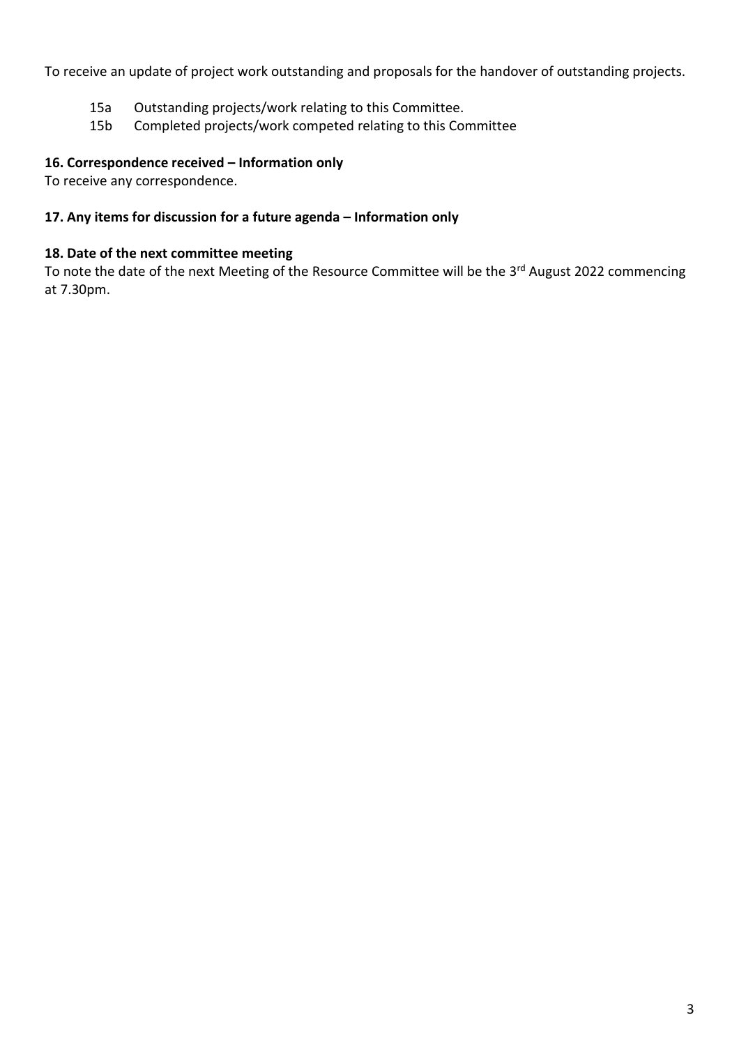To receive an update of project work outstanding and proposals for the handover of outstanding projects.

- 15a Outstanding projects/work relating to this Committee.
- 15b Completed projects/work competed relating to this Committee

**16. Correspondence received – Information only**

To receive any correspondence.

**17. Any items for discussion for a future agenda – Information only**

**18. Date of the next committee meeting**

To note the date of the next Meeting of the Resource Committee will be the 3rd August 2022 commencing at 7.30pm.